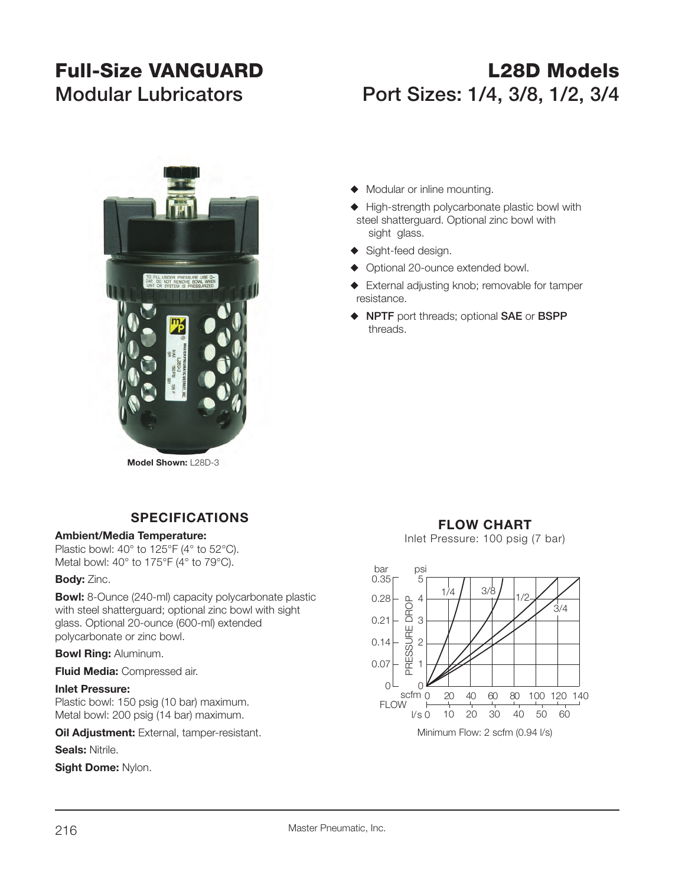# Full-Size VANGUARD Modular Lubricators

# L28D Models Port Sizes: 1/4, 3/8, 1/2, 3/4

Model Shown: L28D-3

- Modular or inline mounting.
- High-strength polycarbonate plastic bowl with steel shatterguard. Optional zinc bowl with sight glass.
- Sight-feed design.
- Optional 20-ounce extended bowl.
- External adjusting knob; removable for tamper resistance.
- **NPTF** port threads; optional **SAE** or **BSPP** threads.

## SPECIFICATIONS

**Ambient/Media Temperature:**
Plastic bowl: 40° to 125°F (4° to 52°C).
Metal bowl: 40° to 175°F (4° to 79°C).

**Body:** Zinc.

**Bowl:** 8-Ounce (240-ml) capacity polycarbonate plastic with steel shatterguard; optional zinc bowl with sight glass. Optional 20-ounce (600-ml) extended polycarbonate or zinc bowl.

**Bowl Ring:** Aluminum.

**Fluid Media:** Compressed air.

**Inlet Pressure:**
Plastic bowl: 150 psig (10 bar) maximum.
Metal bowl: 200 psig (14 bar) maximum.

**Oil Adjustment:** External, tamper-resistant.

**Seals:** Nitrile.

**Sight Dome:** Nylon.

## FLOW CHART

Inlet Pressure: 100 psig (7 bar)

Minimum Flow: 2 scfm (0.94 l/s)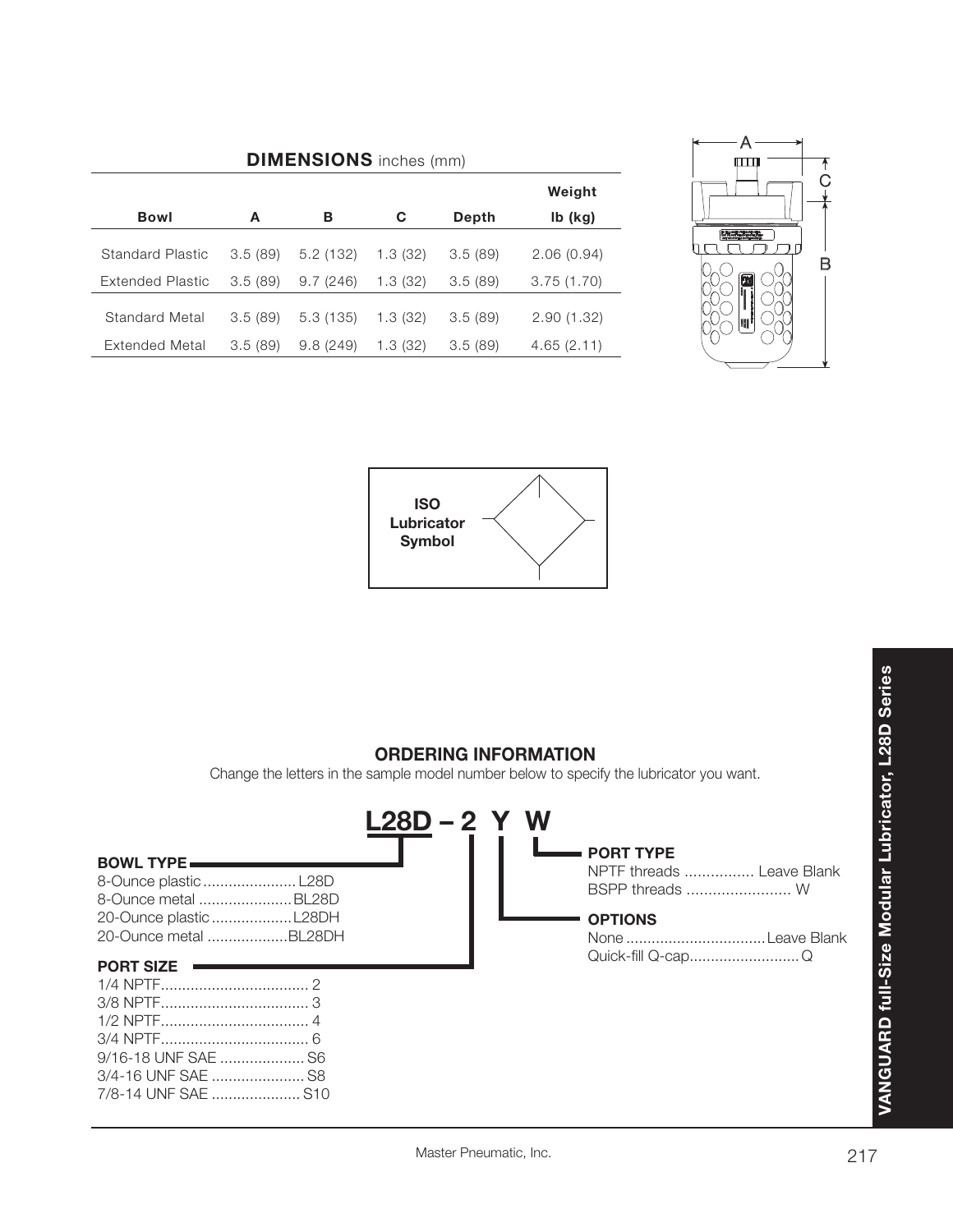## DIMENSIONS inches (mm)

| Bowl | A | B | C | Depth | Weight lb (kg) |
|---|---|---|---|---|---|
| Standard Plastic | 3.5 (89) | 5.2 (132) | 1.3 (32) | 3.5 (89) | 2.06 (0.94) |
| Extended Plastic | 3.5 (89) | 9.7 (246) | 1.3 (32) | 3.5 (89) | 3.75 (1.70) |
| Standard Metal | 3.5 (89) | 5.3 (135) | 1.3 (32) | 3.5 (89) | 2.90 (1.32) |
| Extended Metal | 3.5 (89) | 9.8 (249) | 1.3 (32) | 3.5 (89) | 4.65 (2.11) |

**ISO Lubricator Symbol**

## ORDERING INFORMATION

Change the letters in the sample model number below to specify the lubricator you want.

**L28D – 2 Y W**

**BOWL TYPE**
- 8-Ounce plastic ...................... L28D
- 8-Ounce metal ...................... BL28D
- 20-Ounce plastic ................... L28DH
- 20-Ounce metal ................... BL28DH

**PORT SIZE**
- 1/4 NPTF................................... 2
- 3/8 NPTF................................... 3
- 1/2 NPTF................................... 4
- 3/4 NPTF................................... 6
- 9/16-18 UNF SAE .................... S6
- 3/4-16 UNF SAE ...................... S8
- 7/8-14 UNF SAE ..................... S10

**PORT TYPE**
- NPTF threads ................ Leave Blank
- BSPP threads ........................ W

**OPTIONS**
- None ................................ Leave Blank
- Quick-fill Q-cap.......................... Q

VANGUARD full-Size Modular Lubricator, L28D Series

Master Pneumatic, Inc.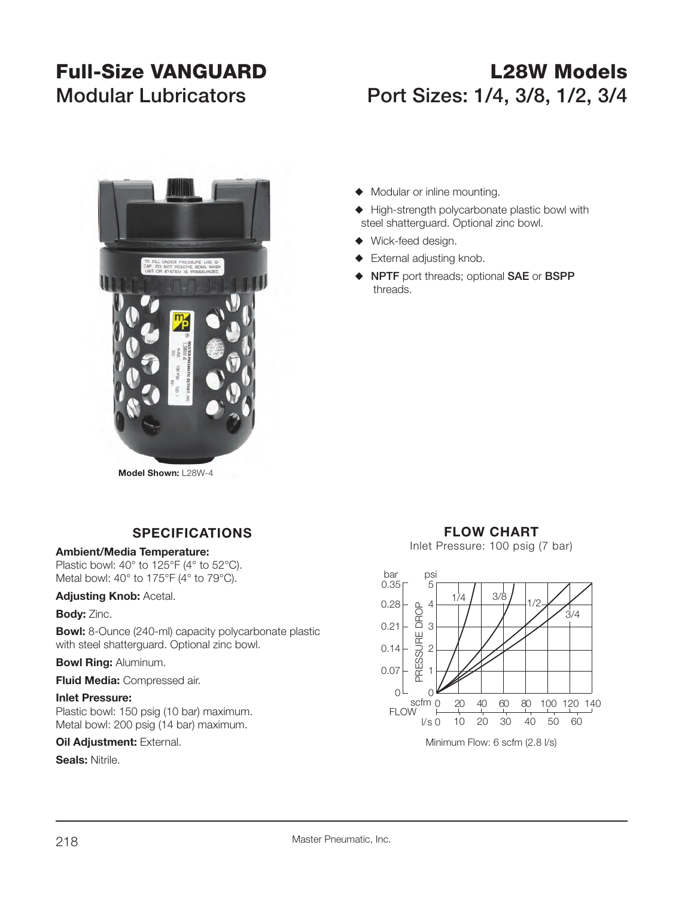# Full-Size VANGUARD Modular Lubricators

# L28W Models Port Sizes: 1/4, 3/8, 1/2, 3/4

Model Shown: L28W-4

- Modular or inline mounting.
- High-strength polycarbonate plastic bowl with steel shatterguard. Optional zinc bowl.
- Wick-feed design.
- External adjusting knob.
- **NPTF** port threads; optional **SAE** or **BSPP** threads.

## SPECIFICATIONS

**Ambient/Media Temperature:**
Plastic bowl: 40° to 125°F (4° to 52°C).
Metal bowl: 40° to 175°F (4° to 79°C).

**Adjusting Knob:** Acetal.

**Body:** Zinc.

**Bowl:** 8-Ounce (240-ml) capacity polycarbonate plastic with steel shatterguard. Optional zinc bowl.

**Bowl Ring:** Aluminum.

**Fluid Media:** Compressed air.

**Inlet Pressure:**
Plastic bowl: 150 psig (10 bar) maximum.
Metal bowl: 200 psig (14 bar) maximum.

**Oil Adjustment:** External.

**Seals:** Nitrile.

## FLOW CHART

Inlet Pressure: 100 psig (7 bar)

Minimum Flow: 6 scfm (2.8 l/s)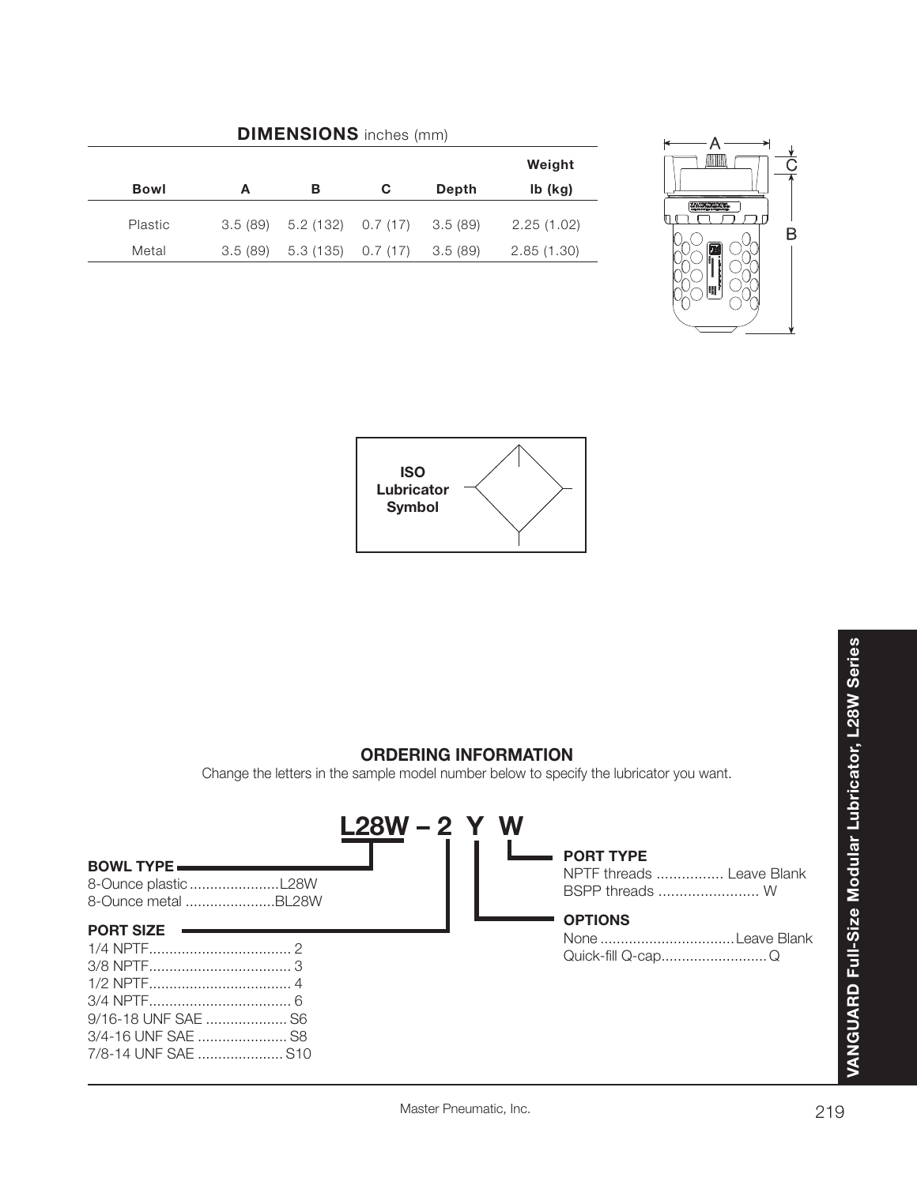## DIMENSIONS inches (mm)

| Bowl | A | B | C | Depth | Weight lb (kg) |
|---|---|---|---|---|---|
| Plastic | 3.5 (89) | 5.2 (132) | 0.7 (17) | 3.5 (89) | 2.25 (1.02) |
| Metal | 3.5 (89) | 5.3 (135) | 0.7 (17) | 3.5 (89) | 2.85 (1.30) |

A

B

C

**ISO Lubricator Symbol**

## ORDERING INFORMATION

Change the letters in the sample model number below to specify the lubricator you want.

**L28W – 2 Y W**

**BOWL TYPE**

8-Ounce plastic ...................... L28W
8-Ounce metal ...................... BL28W

**PORT SIZE**

1/4 NPTF ................................... 2
3/8 NPTF ................................... 3
1/2 NPTF ................................... 4
3/4 NPTF ................................... 6
9/16-18 UNF SAE .................... S6
3/4-16 UNF SAE ...................... S8
7/8-14 UNF SAE ..................... S10

**PORT TYPE**

NPTF threads ................ Leave Blank
BSPP threads ........................ W

**OPTIONS**

None ................................. Leave Blank
Quick-fill Q-cap .......................... Q

Master Pneumatic, Inc.

**VANGUARD Full-Size Modular Lubricator, L28W Series**